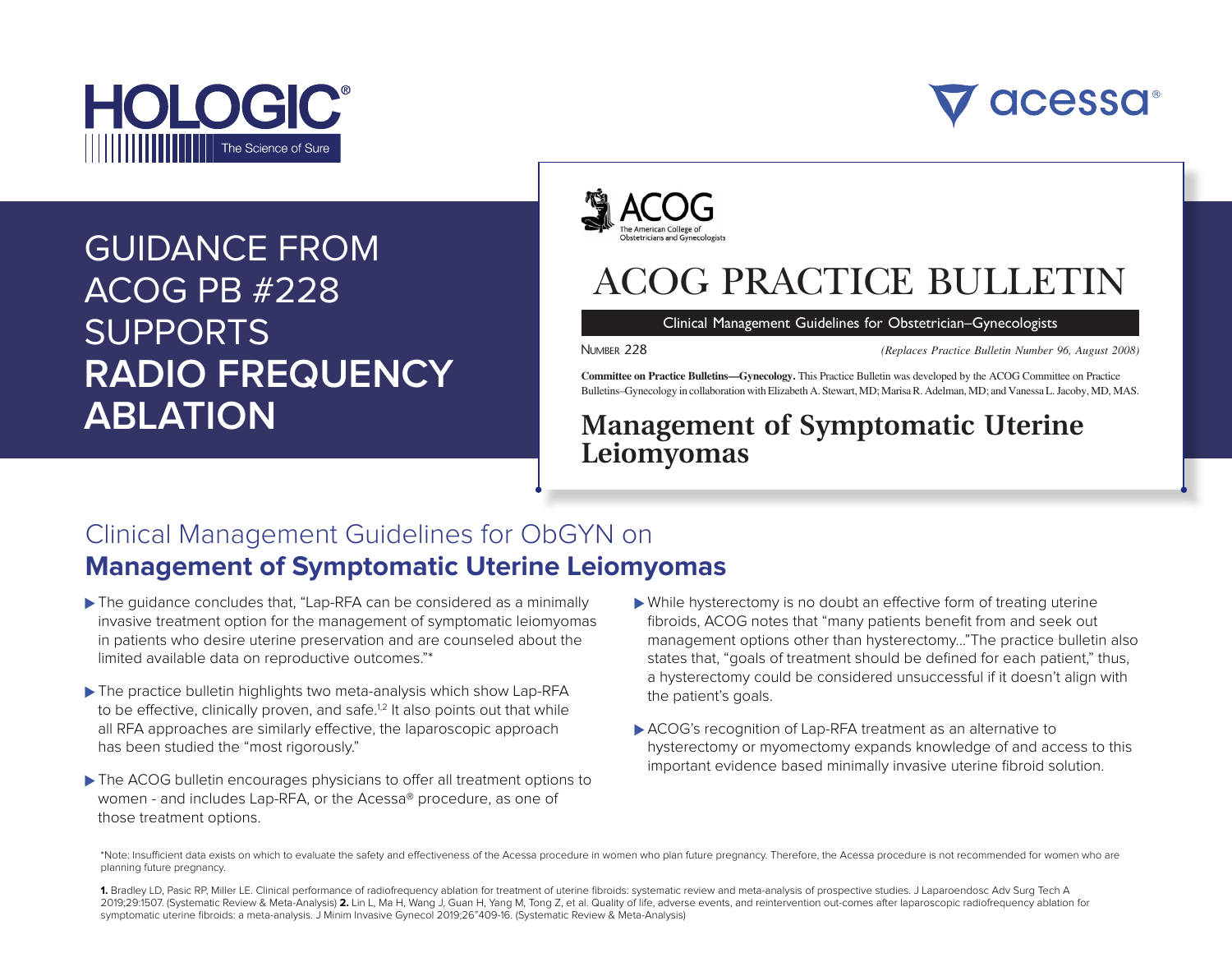HOLOGIC®

The Science of Sure

acessa®

# GUIDANCE FROM ACOG PB #228 SUPPORTS **RADIO FREQUENCY ABLATION**

ACOG

The American College of Obstetricians and Gynecologists

# ACOG PRACTICE BULLETIN

Clinical Management Guidelines for Obstetrician–Gynecologists

NUMBER 228

*(Replaces Practice Bulletin Number 96, August 2008)*

**Committee on Practice Bulletins—Gynecology.** This Practice Bulletin was developed by the ACOG Committee on Practice Bulletins–Gynecology in collaboration with Elizabeth A. Stewart, MD; Marisa R. Adelman, MD; and Vanessa L. Jacoby, MD, MAS.

## Management of Symptomatic Uterine Leiomyomas

## Clinical Management Guidelines for ObGYN on **Management of Symptomatic Uterine Leiomyomas**

- The guidance concludes that, "Lap-RFA can be considered as a minimally invasive treatment option for the management of symptomatic leiomyomas in patients who desire uterine preservation and are counseled about the limited available data on reproductive outcomes."*
- The practice bulletin highlights two meta-analysis which show Lap-RFA to be effective, clinically proven, and safe.[1,2] It also points out that while all RFA approaches are similarly effective, the laparoscopic approach has been studied the "most rigorously."
- The ACOG bulletin encourages physicians to offer all treatment options to women - and includes Lap-RFA, or the Acessa® procedure, as one of those treatment options.
- While hysterectomy is no doubt an effective form of treating uterine fibroids, ACOG notes that "many patients benefit from and seek out management options other than hysterectomy..."The practice bulletin also states that, "goals of treatment should be defined for each patient," thus, a hysterectomy could be considered unsuccessful if it doesn't align with the patient's goals.
- ACOG's recognition of Lap-RFA treatment as an alternative to hysterectomy or myomectomy expands knowledge of and access to this important evidence based minimally invasive uterine fibroid solution.

*Note: Insufficient data exists on which to evaluate the safety and effectiveness of the Acessa procedure in women who plan future pregnancy. Therefore, the Acessa procedure is not recommended for women who are planning future pregnancy.

**1.** Bradley LD, Pasic RP, Miller LE. Clinical performance of radiofrequency ablation for treatment of uterine fibroids: systematic review and meta-analysis of prospective studies. J Laparoendosc Adv Surg Tech A 2019;29:1507. (Systematic Review & Meta-Analysis) **2.** Lin L, Ma H, Wang J, Guan H, Yang M, Tong Z, et al. Quality of life, adverse events, and reintervention out-comes after laparoscopic radiofrequency ablation for symptomatic uterine fibroids: a meta-analysis. J Minim Invasive Gynecol 2019;26"409-16. (Systematic Review & Meta-Analysis)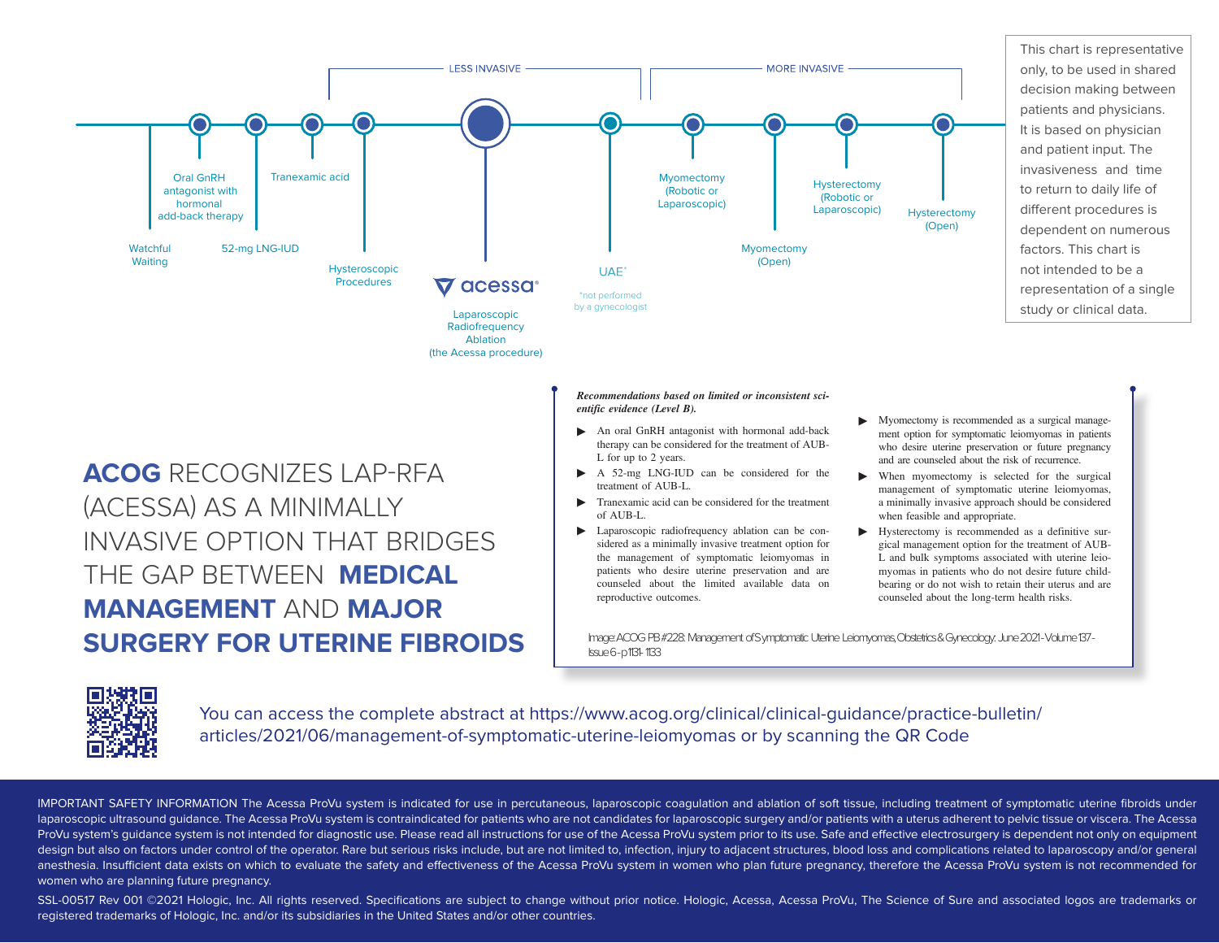LESS INVASIVE

MORE INVASIVE

Watchful Waiting

Oral GnRH antagonist with hormonal add-back therapy

52-mg LNG-IUD

Tranexamic acid

Hysteroscopic Procedures

acessa

Laparoscopic Radiofrequency Ablation (the Acessa procedure)

UAE*

*not performed by a gynecologist

Myomectomy (Robotic or Laparoscopic)

Myomectomy (Open)

Hysterectomy (Robotic or Laparoscopic)

Hysterectomy (Open)

This chart is representative only, to be used in shared decision making between patients and physicians. It is based on physician and patient input. The invasiveness and time to return to daily life of different procedures is dependent on numerous factors. This chart is not intended to be a representation of a single study or clinical data.

## **ACOG** RECOGNIZES LAP-RFA (ACESSA) AS A MINIMALLY INVASIVE OPTION THAT BRIDGES THE GAP BETWEEN **MEDICAL MANAGEMENT** AND **MAJOR SURGERY FOR UTERINE FIBROIDS**

***Recommendations based on limited or inconsistent scientific evidence (Level B).***

- An oral GnRH antagonist with hormonal add-back therapy can be considered for the treatment of AUB-L for up to 2 years.
- A 52-mg LNG-IUD can be considered for the treatment of AUB-L.
- Tranexamic acid can be considered for the treatment of AUB-L.
- Laparoscopic radiofrequency ablation can be considered as a minimally invasive treatment option for the management of symptomatic leiomyomas in patients who desire uterine preservation and are counseled about the limited available data on reproductive outcomes.
- Myomectomy is recommended as a surgical management option for symptomatic leiomyomas in patients who desire uterine preservation or future pregnancy and are counseled about the risk of recurrence.
- When myomectomy is selected for the surgical management of symptomatic uterine leiomyomas, a minimally invasive approach should be considered when feasible and appropriate.
- Hysterectomy is recommended as a definitive surgical management option for the treatment of AUB-L and bulk symptoms associated with uterine leiomyomas in patients who do not desire future childbearing or do not wish to retain their uterus and are counseled about the long-term health risks.

Image: ACOG PB #228: Management of Symptomatic Uterine Leiomyomas, Obstetrics & Gynecology: June 2021 - Volume 137 - Issue 6 - p 1131-1133

You can access the complete abstract at https://www.acog.org/clinical/clinical-guidance/practice-bulletin/articles/2021/06/management-of-symptomatic-uterine-leiomyomas or by scanning the QR Code

IMPORTANT SAFETY INFORMATION The Acessa ProVu system is indicated for use in percutaneous, laparoscopic coagulation and ablation of soft tissue, including treatment of symptomatic uterine fibroids under laparoscopic ultrasound guidance. The Acessa ProVu system is contraindicated for patients who are not candidates for laparoscopic surgery and/or patients with a uterus adherent to pelvic tissue or viscera. The Acessa ProVu system's guidance system is not intended for diagnostic use. Please read all instructions for use of the Acessa ProVu system prior to its use. Safe and effective electrosurgery is dependent not only on equipment design but also on factors under control of the operator. Rare but serious risks include, but are not limited to, infection, injury to adjacent structures, blood loss and complications related to laparoscopy and/or general anesthesia. Insufficient data exists on which to evaluate the safety and effectiveness of the Acessa ProVu system in women who plan future pregnancy, therefore the Acessa ProVu system is not recommended for women who are planning future pregnancy.

SSL-00517 Rev 001 ©2021 Hologic, Inc. All rights reserved. Specifications are subject to change without prior notice. Hologic, Acessa, Acessa ProVu, The Science of Sure and associated logos are trademarks or registered trademarks of Hologic, Inc. and/or its subsidiaries in the United States and/or other countries.